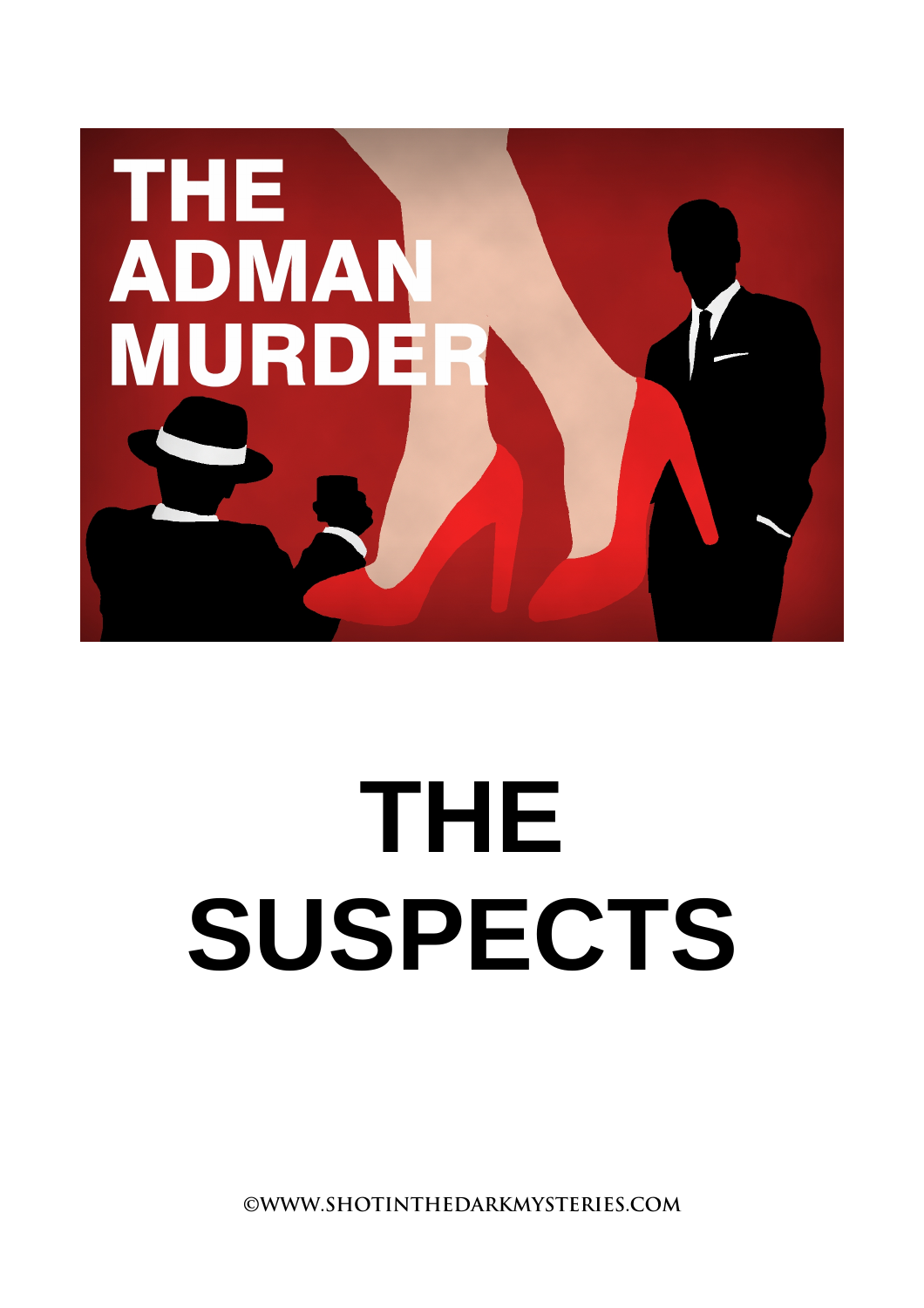# THE ADMAN MURDER

# THE SUSPECTS

©WWW.SHOTINTHEDARKMYSTERIES.COM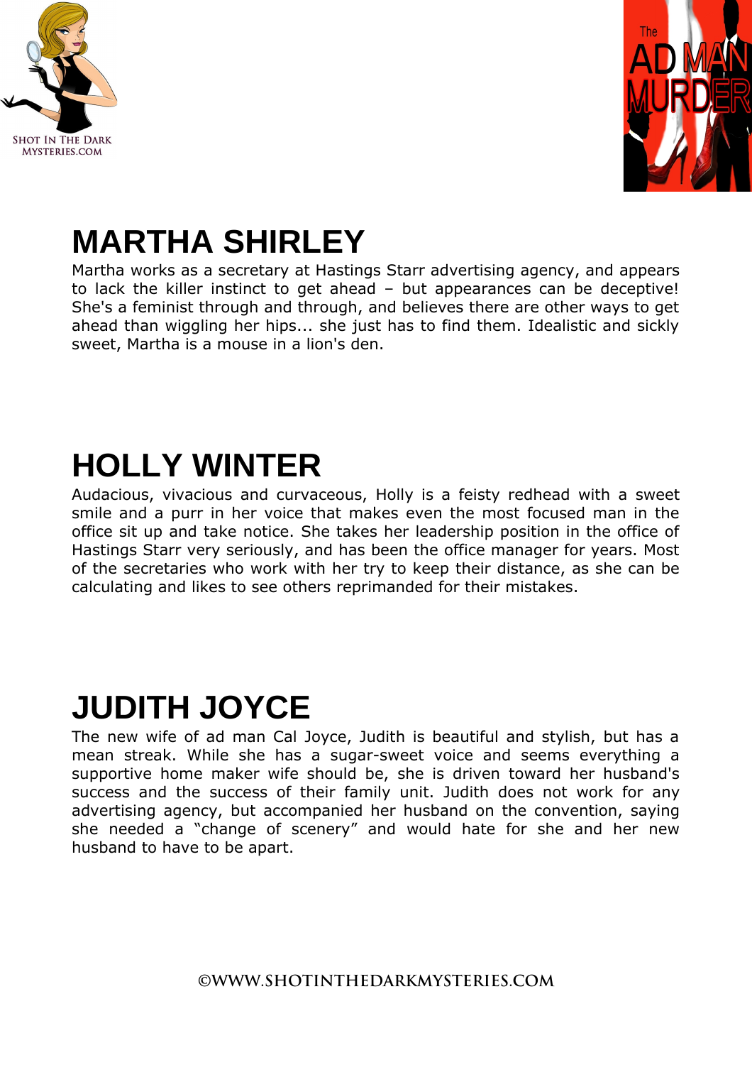## MARTHA SHIRLEY

Martha works as a secretary at Hastings Starr advertising agency, and appears to lack the killer instinct to get ahead – but appearances can be deceptive! She's a feminist through and through, and believes there are other ways to get ahead than wiggling her hips... she just has to find them. Idealistic and sickly sweet, Martha is a mouse in a lion's den.

## HOLLY WINTER

Audacious, vivacious and curvaceous, Holly is a feisty redhead with a sweet smile and a purr in her voice that makes even the most focused man in the office sit up and take notice. She takes her leadership position in the office of Hastings Starr very seriously, and has been the office manager for years. Most of the secretaries who work with her try to keep their distance, as she can be calculating and likes to see others reprimanded for their mistakes.

## JUDITH JOYCE

The new wife of ad man Cal Joyce, Judith is beautiful and stylish, but has a mean streak. While she has a sugar-sweet voice and seems everything a supportive home maker wife should be, she is driven toward her husband's success and the success of their family unit. Judith does not work for any advertising agency, but accompanied her husband on the convention, saying she needed a "change of scenery" and would hate for she and her new husband to have to be apart.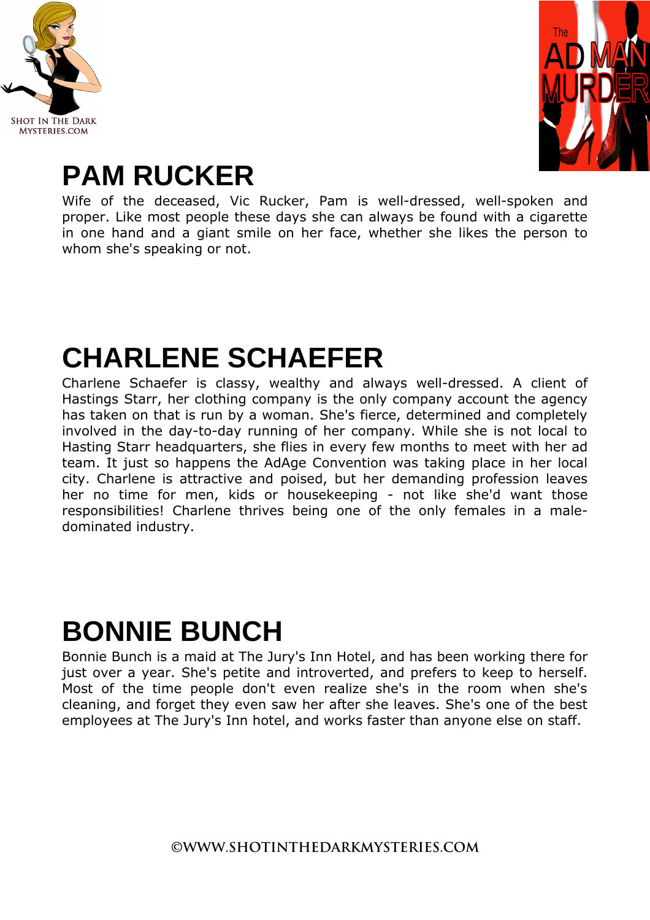## PAM RUCKER

Wife of the deceased, Vic Rucker, Pam is well-dressed, well-spoken and proper. Like most people these days she can always be found with a cigarette in one hand and a giant smile on her face, whether she likes the person to whom she's speaking or not.

## CHARLENE SCHAEFER

Charlene Schaefer is classy, wealthy and always well-dressed. A client of Hastings Starr, her clothing company is the only company account the agency has taken on that is run by a woman. She's fierce, determined and completely involved in the day-to-day running of her company. While she is not local to Hasting Starr headquarters, she flies in every few months to meet with her ad team. It just so happens the AdAge Convention was taking place in her local city. Charlene is attractive and poised, but her demanding profession leaves her no time for men, kids or housekeeping - not like she'd want those responsibilities! Charlene thrives being one of the only females in a male-dominated industry.

## BONNIE BUNCH

Bonnie Bunch is a maid at The Jury's Inn Hotel, and has been working there for just over a year. She's petite and introverted, and prefers to keep to herself. Most of the time people don't even realize she's in the room when she's cleaning, and forget they even saw her after she leaves. She's one of the best employees at The Jury's Inn hotel, and works faster than anyone else on staff.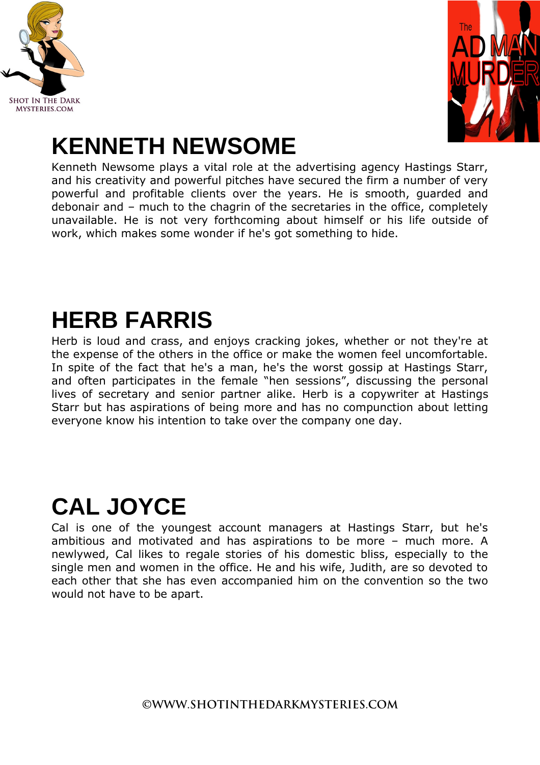# KENNETH NEWSOME

Kenneth Newsome plays a vital role at the advertising agency Hastings Starr, and his creativity and powerful pitches have secured the firm a number of very powerful and profitable clients over the years. He is smooth, guarded and debonair and – much to the chagrin of the secretaries in the office, completely unavailable. He is not very forthcoming about himself or his life outside of work, which makes some wonder if he's got something to hide.

# HERB FARRIS

Herb is loud and crass, and enjoys cracking jokes, whether or not they're at the expense of the others in the office or make the women feel uncomfortable. In spite of the fact that he's a man, he's the worst gossip at Hastings Starr, and often participates in the female "hen sessions", discussing the personal lives of secretary and senior partner alike. Herb is a copywriter at Hastings Starr but has aspirations of being more and has no compunction about letting everyone know his intention to take over the company one day.

# CAL JOYCE

Cal is one of the youngest account managers at Hastings Starr, but he's ambitious and motivated and has aspirations to be more – much more. A newlywed, Cal likes to regale stories of his domestic bliss, especially to the single men and women in the office. He and his wife, Judith, are so devoted to each other that she has even accompanied him on the convention so the two would not have to be apart.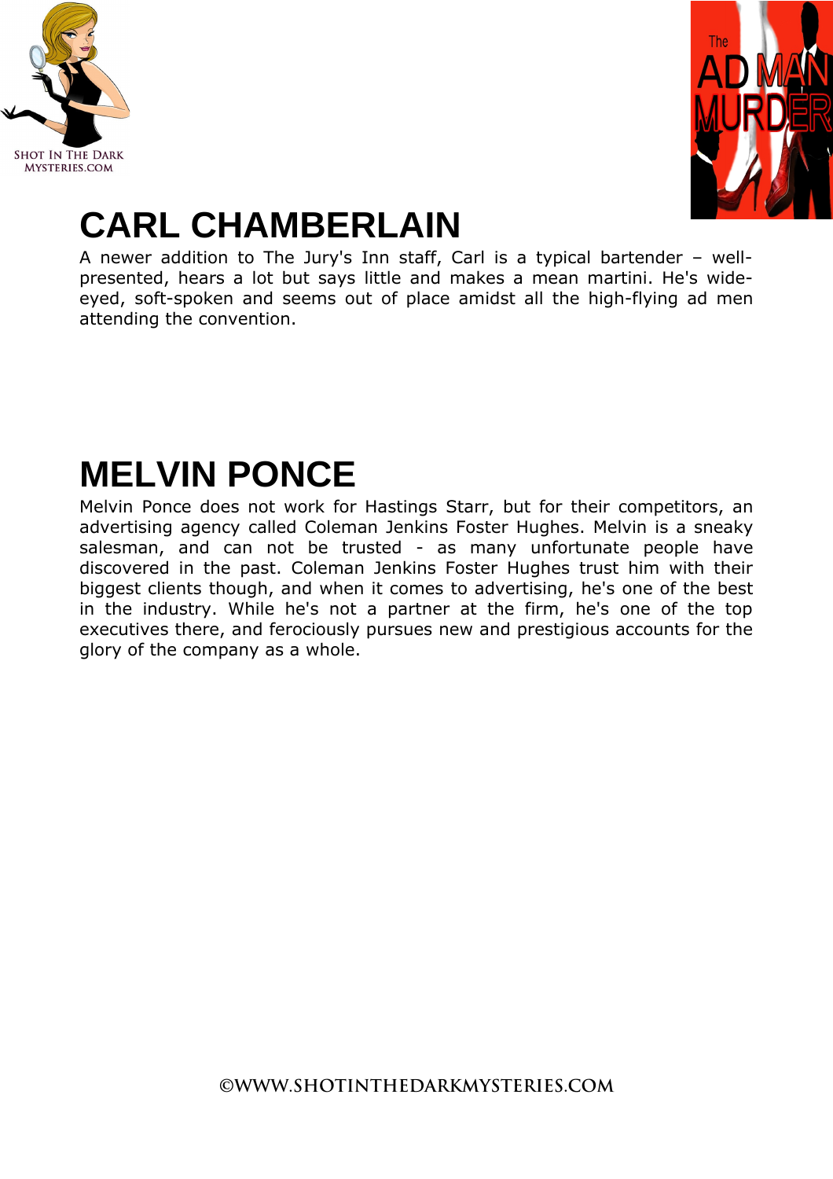# CARL CHAMBERLAIN

A newer addition to The Jury's Inn staff, Carl is a typical bartender – well-presented, hears a lot but says little and makes a mean martini. He's wide-eyed, soft-spoken and seems out of place amidst all the high-flying ad men attending the convention.

# MELVIN PONCE

Melvin Ponce does not work for Hastings Starr, but for their competitors, an advertising agency called Coleman Jenkins Foster Hughes. Melvin is a sneaky salesman, and can not be trusted - as many unfortunate people have discovered in the past. Coleman Jenkins Foster Hughes trust him with their biggest clients though, and when it comes to advertising, he's one of the best in the industry. While he's not a partner at the firm, he's one of the top executives there, and ferociously pursues new and prestigious accounts for the glory of the company as a whole.